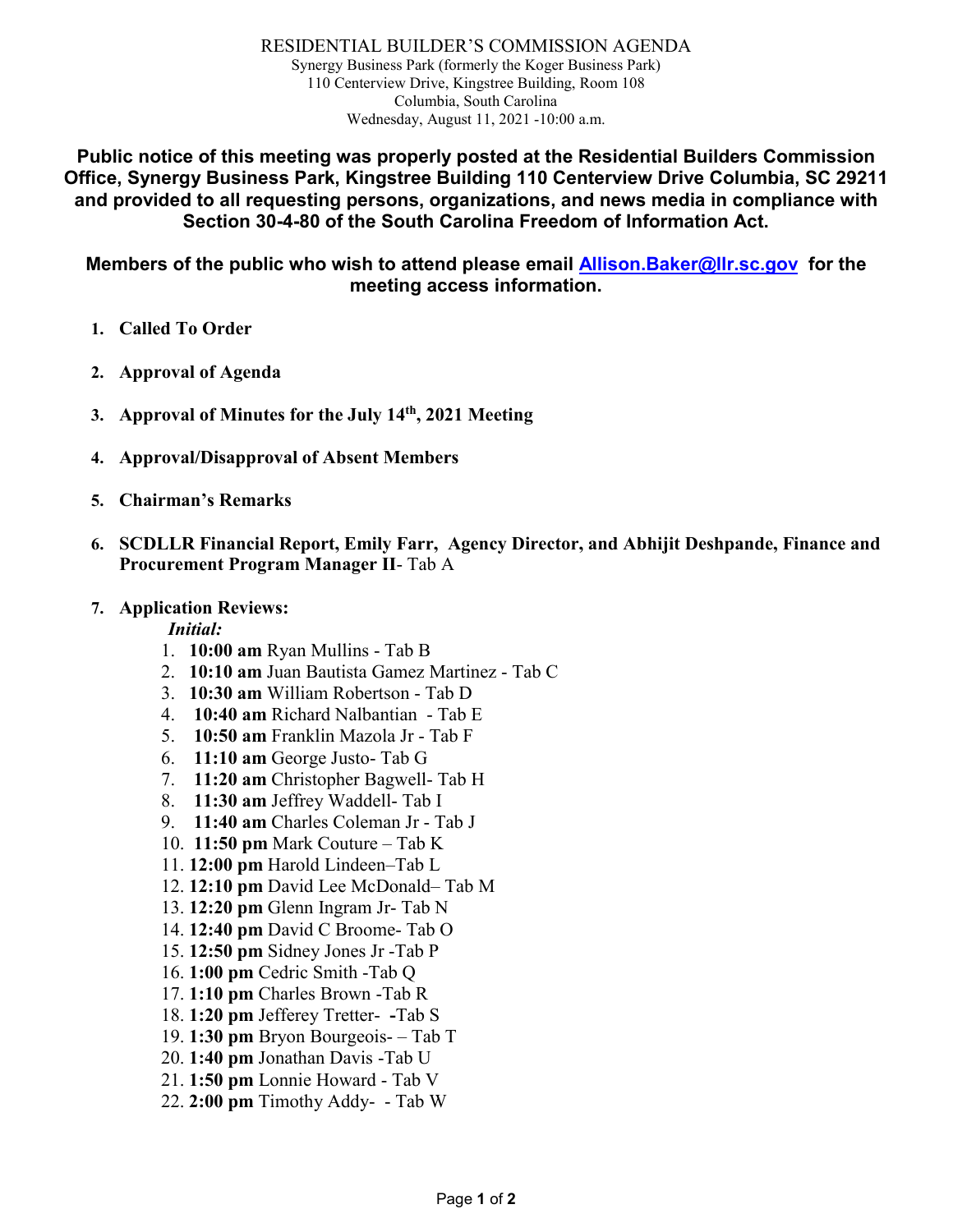# RESIDENTIAL BUILDER'S COMMISSION AGENDA

Synergy Business Park (formerly the Koger Business Park)
110 Centerview Drive, Kingstree Building, Room 108
Columbia, South Carolina
Wednesday, August 11, 2021 -10:00 a.m.

**Public notice of this meeting was properly posted at the Residential Builders Commission Office, Synergy Business Park, Kingstree Building 110 Centerview Drive Columbia, SC 29211 and provided to all requesting persons, organizations, and news media in compliance with Section 30-4-80 of the South Carolina Freedom of Information Act.**

**Members of the public who wish to attend please email Allison.Baker@llr.sc.gov for the meeting access information.**

1. **Called To Order**

2. **Approval of Agenda**

3. **Approval of Minutes for the July 14th, 2021 Meeting**

4. **Approval/Disapproval of Absent Members**

5. **Chairman's Remarks**

6. **SCDLLR Financial Report, Emily Farr, Agency Director, and Abhijit Deshpande, Finance and Procurement Program Manager II**- Tab A

7. **Application Reviews:**

   ***Initial:***

   1. **10:00 am** Ryan Mullins - Tab B
   2. **10:10 am** Juan Bautista Gamez Martinez - Tab C
   3. **10:30 am** William Robertson - Tab D
   4. **10:40 am** Richard Nalbantian - Tab E
   5. **10:50 am** Franklin Mazola Jr - Tab F
   6. **11:10 am** George Justo- Tab G
   7. **11:20 am** Christopher Bagwell- Tab H
   8. **11:30 am** Jeffrey Waddell- Tab I
   9. **11:40 am** Charles Coleman Jr - Tab J
   10. **11:50 pm** Mark Couture – Tab K
   11. **12:00 pm** Harold Lindeen–Tab L
   12. **12:10 pm** David Lee McDonald– Tab M
   13. **12:20 pm** Glenn Ingram Jr- Tab N
   14. **12:40 pm** David C Broome- Tab O
   15. **12:50 pm** Sidney Jones Jr -Tab P
   16. **1:00 pm** Cedric Smith -Tab Q
   17. **1:10 pm** Charles Brown -Tab R
   18. **1:20 pm** Jefferey Tretter- **-**Tab S
   19. **1:30 pm** Bryon Bourgeois- – Tab T
   20. **1:40 pm** Jonathan Davis -Tab U
   21. **1:50 pm** Lonnie Howard - Tab V
   22. **2:00 pm** Timothy Addy- - Tab W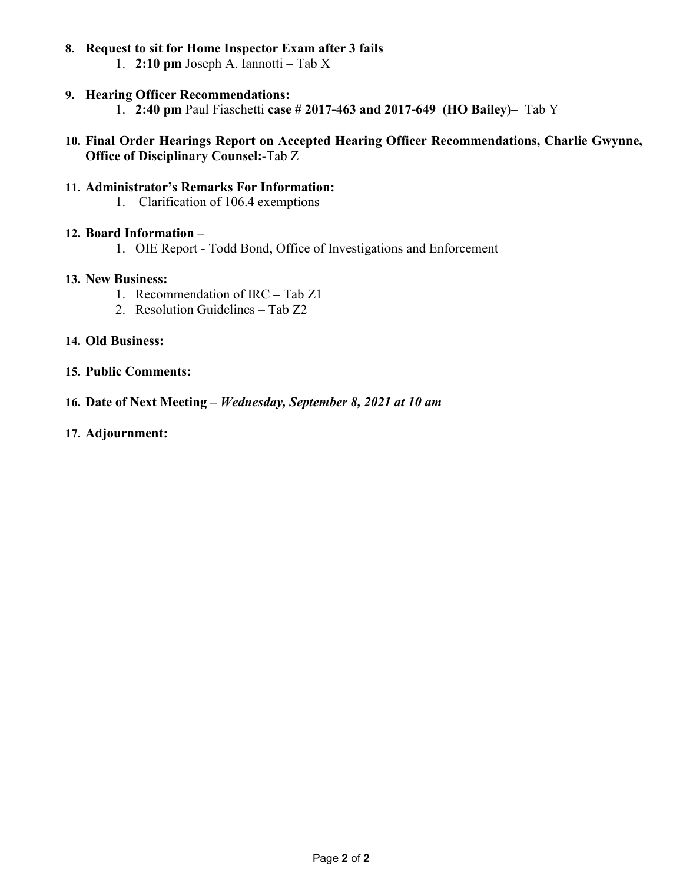8. **Request to sit for Home Inspector Exam after 3 fails**
    1. **2:10 pm** Joseph A. Iannotti **–** Tab X

9. **Hearing Officer Recommendations:**
    1. **2:40 pm** Paul Fiaschetti **case # 2017-463 and 2017-649 (HO Bailey)–** Tab Y

10. **Final Order Hearings Report on Accepted Hearing Officer Recommendations, Charlie Gwynne, Office of Disciplinary Counsel:-**Tab Z

11. **Administrator's Remarks For Information:**
    1. Clarification of 106.4 exemptions

12. **Board Information –**
    1. OIE Report - Todd Bond, Office of Investigations and Enforcement

13. **New Business:**
    1. Recommendation of IRC **–** Tab Z1
    2. Resolution Guidelines – Tab Z2

14. **Old Business:**

15. **Public Comments:**

16. **Date of Next Meeting –** ***Wednesday, September 8, 2021 at 10 am***

17. **Adjournment:**